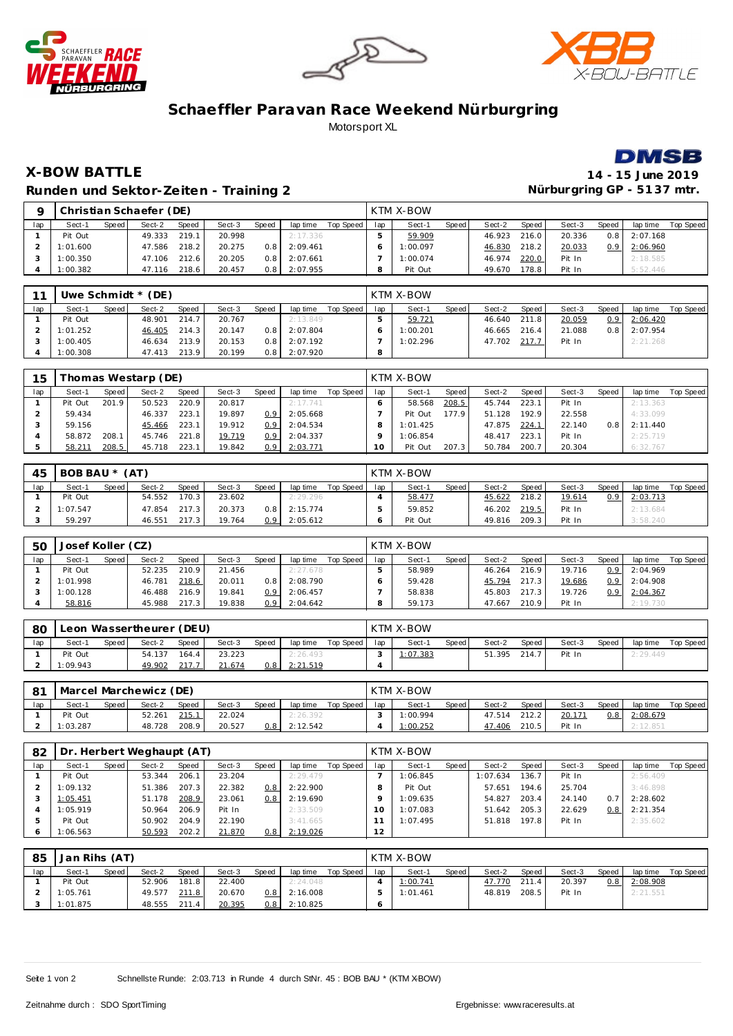# Schaeffler Paravan Race Weekend Nürburgring

Motorsport XL

## X-BOW BATTLE

**14 - 15 June 2019**

### Runden und Sektor-Zeiten - Training 2

**Nürburgring GP - 5137 mtr.**

| 9 | Christian Schaefer (DE) | | | | | | | | | KTM X-BOW | | | | | | | | | |
|---|---|---|---|---|---|---|---|---|---|---|---|---|---|---|---|---|---|---|---|
| lap | Sect-1 | Speed | Sect-2 | Speed | Sect-3 | Speed | lap time | Top Speed | lap | Sect-1 | Speed | Sect-2 | Speed | Sect-3 | Speed | lap time | Top Speed |
| 1 | Pit Out | | 49.333 | 219.1 | 20.998 | | 2:17.336 | | 5 | 59.909 | | 46.923 | 216.0 | 20.336 | 0.8 | 2:07.168 | |
| 2 | 1:01.600 | | 47.586 | 218.2 | 20.275 | 0.8 | 2:09.461 | | 6 | 1:00.097 | | 46.830 | 218.2 | 20.033 | 0.9 | 2:06.960 | |
| 3 | 1:00.350 | | 47.106 | 212.6 | 20.205 | 0.8 | 2:07.661 | | 7 | 1:00.074 | | 46.974 | 220.0 | Pit In | | 2:18.585 | |
| 4 | 1:00.382 | | 47.116 | 218.6 | 20.457 | 0.8 | 2:07.955 | | 8 | Pit Out | | 49.670 | 178.8 | Pit In | | 5:52.446 | |

| 11 | Uwe Schmidt * (DE) | | | | | | | | | KTM X-BOW | | | | | | | | | |
|---|---|---|---|---|---|---|---|---|---|---|---|---|---|---|---|---|---|---|---|
| lap | Sect-1 | Speed | Sect-2 | Speed | Sect-3 | Speed | lap time | Top Speed | lap | Sect-1 | Speed | Sect-2 | Speed | Sect-3 | Speed | lap time | Top Speed |
| 1 | Pit Out | | 48.901 | 214.7 | 20.767 | | 2:13.849 | | 5 | 59.721 | | 46.640 | 211.8 | 20.059 | 0.9 | 2:06.420 | |
| 2 | 1:01.252 | | 46.405 | 214.3 | 20.147 | 0.8 | 2:07.804 | | 6 | 1:00.201 | | 46.665 | 216.4 | 21.088 | 0.8 | 2:07.954 | |
| 3 | 1:00.405 | | 46.634 | 213.9 | 20.153 | 0.8 | 2:07.192 | | 7 | 1:02.296 | | 47.702 | 217.7 | Pit In | | 2:21.268 | |
| 4 | 1:00.308 | | 47.413 | 213.9 | 20.199 | 0.8 | 2:07.920 | | 8 | | | | | | | | |

| 15 | Thomas Westarp (DE) | | | | | | | | | KTM X-BOW | | | | | | | | | |
|---|---|---|---|---|---|---|---|---|---|---|---|---|---|---|---|---|---|---|---|
| lap | Sect-1 | Speed | Sect-2 | Speed | Sect-3 | Speed | lap time | Top Speed | lap | Sect-1 | Speed | Sect-2 | Speed | Sect-3 | Speed | lap time | Top Speed |
| 1 | Pit Out | 201.9 | 50.523 | 220.9 | 20.817 | | 2:17.741 | | 6 | 58.568 | 208.5 | 45.744 | 223.1 | Pit In | | 2:13.363 | |
| 2 | 59.434 | | 46.337 | 223.1 | 19.897 | 0.9 | 2:05.668 | | 7 | Pit Out | 177.9 | 51.128 | 192.9 | 22.558 | | 4:33.099 | |
| 3 | 59.156 | | 45.466 | 223.1 | 19.912 | 0.9 | 2:04.534 | | 8 | 1:01.425 | | 47.875 | 224.1 | 22.140 | 0.8 | 2:11.440 | |
| 4 | 58.872 | 208.1 | 45.746 | 221.8 | 19.719 | 0.9 | 2:04.337 | | 9 | 1:06.854 | | 48.417 | 223.1 | Pit In | | 2:25.719 | |
| 5 | 58.211 | 208.5 | 45.718 | 223.1 | 19.842 | 0.9 | 2:03.771 | | 10 | Pit Out | 207.3 | 50.784 | 200.7 | 20.304 | | 6:32.767 | |

| 45 | BOB BAU * (AT) | | | | | | | | | KTM X-BOW | | | | | | | | | |
|---|---|---|---|---|---|---|---|---|---|---|---|---|---|---|---|---|---|---|---|
| lap | Sect-1 | Speed | Sect-2 | Speed | Sect-3 | Speed | lap time | Top Speed | lap | Sect-1 | Speed | Sect-2 | Speed | Sect-3 | Speed | lap time | Top Speed |
| 1 | Pit Out | | 54.552 | 170.3 | 23.602 | | 2:29.296 | | 4 | 58.477 | | 45.622 | 218.2 | 19.614 | 0.9 | 2:03.713 | |
| 2 | 1:07.547 | | 47.854 | 217.3 | 20.373 | 0.8 | 2:15.774 | | 5 | 59.852 | | 46.202 | 219.5 | Pit In | | 2:13.684 | |
| 3 | 59.297 | | 46.551 | 217.3 | 19.764 | 0.9 | 2:05.612 | | 6 | Pit Out | | 49.816 | 209.3 | Pit In | | 3:58.240 | |

| 50 | Josef Koller (CZ) | | | | | | | | | KTM X-BOW | | | | | | | | | |
|---|---|---|---|---|---|---|---|---|---|---|---|---|---|---|---|---|---|---|---|
| lap | Sect-1 | Speed | Sect-2 | Speed | Sect-3 | Speed | lap time | Top Speed | lap | Sect-1 | Speed | Sect-2 | Speed | Sect-3 | Speed | lap time | Top Speed |
| 1 | Pit Out | | 52.235 | 210.9 | 21.456 | | 2:27.678 | | 5 | 58.989 | | 46.264 | 216.9 | 19.716 | 0.9 | 2:04.969 | |
| 2 | 1:01.998 | | 46.781 | 218.6 | 20.011 | 0.8 | 2:08.790 | | 6 | 59.428 | | 45.794 | 217.3 | 19.686 | 0.9 | 2:04.908 | |
| 3 | 1:00.128 | | 46.488 | 216.9 | 19.841 | 0.9 | 2:06.457 | | 7 | 58.838 | | 45.803 | 217.3 | 19.726 | 0.9 | 2:04.367 | |
| 4 | 58.816 | | 45.988 | 217.3 | 19.838 | 0.9 | 2:04.642 | | 8 | 59.173 | | 47.667 | 210.9 | Pit In | | 2:19.730 | |

| 80 | Leon Wassertheurer (DEU) | | | | | | | | | KTM X-BOW | | | | | | | | | |
|---|---|---|---|---|---|---|---|---|---|---|---|---|---|---|---|---|---|---|---|
| lap | Sect-1 | Speed | Sect-2 | Speed | Sect-3 | Speed | lap time | Top Speed | lap | Sect-1 | Speed | Sect-2 | Speed | Sect-3 | Speed | lap time | Top Speed |
| 1 | Pit Out | | 54.137 | 164.4 | 23.223 | | 2:26.493 | | 3 | 1:07.383 | | 51.395 | 214.7 | Pit In | | 2:29.449 | |
| 2 | 1:09.943 | | 49.902 | 217.7 | 21.674 | 0.8 | 2:21.519 | | 4 | | | | | | | | |

| 81 | Marcel Marchewicz (DE) | | | | | | | | | KTM X-BOW | | | | | | | | | |
|---|---|---|---|---|---|---|---|---|---|---|---|---|---|---|---|---|---|---|---|
| lap | Sect-1 | Speed | Sect-2 | Speed | Sect-3 | Speed | lap time | Top Speed | lap | Sect-1 | Speed | Sect-2 | Speed | Sect-3 | Speed | lap time | Top Speed |
| 1 | Pit Out | | 52.261 | 215.1 | 22.024 | | 2:26.392 | | 3 | 1:00.994 | | 47.514 | 212.2 | 20.171 | 0.8 | 2:08.679 | |
| 2 | 1:03.287 | | 48.728 | 208.9 | 20.527 | 0.8 | 2:12.542 | | 4 | 1:00.252 | | 47.406 | 210.5 | Pit In | | 2:12.851 | |

| 82 | Dr. Herbert Weghaupt (AT) | | | | | | | | | KTM X-BOW | | | | | | | | | |
|---|---|---|---|---|---|---|---|---|---|---|---|---|---|---|---|---|---|---|---|
| lap | Sect-1 | Speed | Sect-2 | Speed | Sect-3 | Speed | lap time | Top Speed | lap | Sect-1 | Speed | Sect-2 | Speed | Sect-3 | Speed | lap time | Top Speed |
| 1 | Pit Out | | 53.344 | 206.1 | 23.204 | | 2:29.479 | | 7 | 1:06.845 | | 1:07.634 | 136.7 | Pit In | | 2:56.409 | |
| 2 | 1:09.132 | | 51.386 | 207.3 | 22.382 | 0.8 | 2:22.900 | | 8 | Pit Out | | 57.651 | 194.6 | 25.704 | | 3:46.898 | |
| 3 | 1:05.451 | | 51.178 | 208.9 | 23.061 | 0.8 | 2:19.690 | | 9 | 1:09.635 | | 54.827 | 203.4 | 24.140 | 0.7 | 2:28.602 | |
| 4 | 1:05.919 | | 50.964 | 206.9 | Pit In | | 2:33.509 | | 10 | 1:07.083 | | 51.642 | 205.3 | 22.629 | 0.8 | 2:21.354 | |
| 5 | Pit Out | | 50.902 | 204.9 | 22.190 | | 3:41.665 | | 11 | 1:07.495 | | 51.818 | 197.8 | Pit In | | 2:35.602 | |
| 6 | 1:06.563 | | 50.593 | 202.2 | 21.870 | 0.8 | 2:19.026 | | 12 | | | | | | | | |

| 85 | Jan Rihs (AT) | | | | | | | | | KTM X-BOW | | | | | | | | | |
|---|---|---|---|---|---|---|---|---|---|---|---|---|---|---|---|---|---|---|---|
| lap | Sect-1 | Speed | Sect-2 | Speed | Sect-3 | Speed | lap time | Top Speed | lap | Sect-1 | Speed | Sect-2 | Speed | Sect-3 | Speed | lap time | Top Speed |
| 1 | Pit Out | | 52.906 | 181.8 | 22.400 | | 2:24.048 | | 4 | 1:00.741 | | 47.770 | 211.4 | 20.397 | 0.8 | 2:08.908 | |
| 2 | 1:05.761 | | 49.577 | 211.8 | 20.670 | 0.8 | 2:16.008 | | 5 | 1:01.461 | | 48.819 | 208.5 | Pit In | | 2:21.551 | |
| 3 | 1:01.875 | | 48.555 | 211.4 | 20.395 | 0.8 | 2:10.825 | | 6 | | | | | | | | |

Schnellste Runde: 2:03.713 in Runde 4 durch StNr. 45 : BOB BAU * (KTM X-BOW)

Zeitnahme durch : SDO SportTiming

Ergebnisse: www.raceresults.at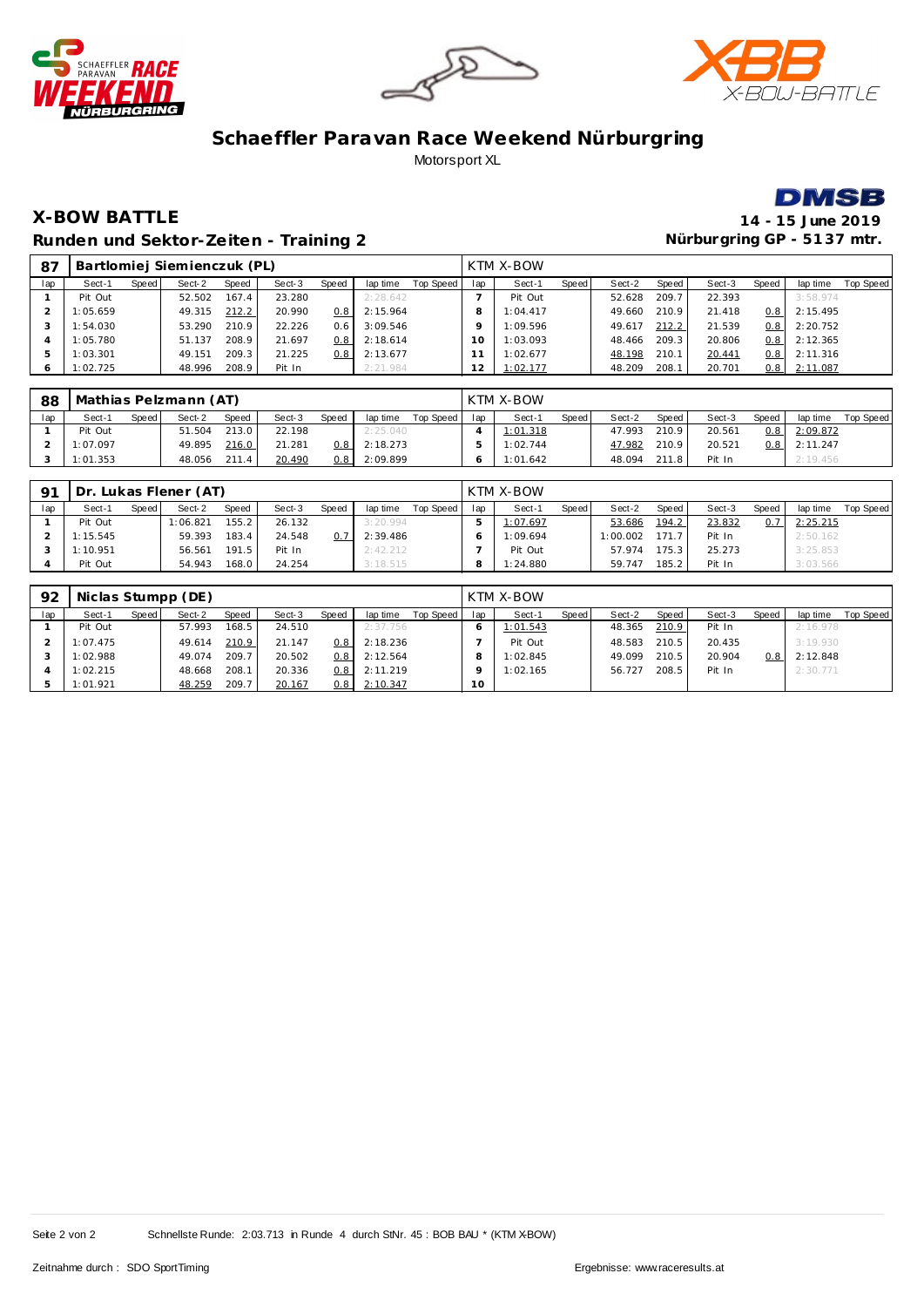# Schaeffler Paravan Race Weekend Nürburgring

Motorsport XL

## X-BOW BATTLE

**14 - 15 June 2019**

### Runden und Sektor-Zeiten - Training 2

**Nürburgring GP - 5137 mtr.**

| 87 | Bartlomiej Siemienczuk (PL) | | | | | | | | | KTM X-BOW | | | | | | | | |
|---|---|---|---|---|---|---|---|---|---|---|---|---|---|---|---|---|---|---|
| lap | Sect-1 | Speed | Sect-2 | Speed | Sect-3 | Speed | lap time | Top Speed | lap | Sect-1 | Speed | Sect-2 | Speed | Sect-3 | Speed | lap time | Top Speed |
| 1 | Pit Out | | 52.502 | 167.4 | 23.280 | | 2:28.642 | | 7 | Pit Out | | 52.628 | 209.7 | 22.393 | | 3:58.974 | |
| 2 | 1:05.659 | | 49.315 | 212.2 | 20.990 | 0.8 | 2:15.964 | | 8 | 1:04.417 | | 49.660 | 210.9 | 21.418 | 0.8 | 2:15.495 | |
| 3 | 1:54.030 | | 53.290 | 210.9 | 22.226 | 0.6 | 3:09.546 | | 9 | 1:09.596 | | 49.617 | 212.2 | 21.539 | 0.8 | 2:20.752 | |
| 4 | 1:05.780 | | 51.137 | 208.9 | 21.697 | 0.8 | 2:18.614 | | 10 | 1:03.093 | | 48.466 | 209.3 | 20.806 | 0.8 | 2:12.365 | |
| 5 | 1:03.301 | | 49.151 | 209.3 | 21.225 | 0.8 | 2:13.677 | | 11 | 1:02.677 | | 48.198 | 210.1 | 20.441 | 0.8 | 2:11.316 | |
| 6 | 1:02.725 | | 48.996 | 208.9 | Pit In | | 2:21.984 | | 12 | 1:02.177 | | 48.209 | 208.1 | 20.701 | 0.8 | 2:11.087 | |

| 88 | Mathias Pelzmann (AT) | | | | | | | | | KTM X-BOW | | | | | | | | |
|---|---|---|---|---|---|---|---|---|---|---|---|---|---|---|---|---|---|---|
| lap | Sect-1 | Speed | Sect-2 | Speed | Sect-3 | Speed | lap time | Top Speed | lap | Sect-1 | Speed | Sect-2 | Speed | Sect-3 | Speed | lap time | Top Speed |
| 1 | Pit Out | | 51.504 | 213.0 | 22.198 | | 2:25.040 | | 4 | 1:01.318 | | 47.993 | 210.9 | 20.561 | 0.8 | 2:09.872 | |
| 2 | 1:07.097 | | 49.895 | 216.0 | 21.281 | 0.8 | 2:18.273 | | 5 | 1:02.744 | | 47.982 | 210.9 | 20.521 | 0.8 | 2:11.247 | |
| 3 | 1:01.353 | | 48.056 | 211.4 | 20.490 | 0.8 | 2:09.899 | | 6 | 1:01.642 | | 48.094 | 211.8 | Pit In | | 2:19.456 | |

| 91 | Dr. Lukas Flener (AT) | | | | | | | | | KTM X-BOW | | | | | | | | |
|---|---|---|---|---|---|---|---|---|---|---|---|---|---|---|---|---|---|---|
| lap | Sect-1 | Speed | Sect-2 | Speed | Sect-3 | Speed | lap time | Top Speed | lap | Sect-1 | Speed | Sect-2 | Speed | Sect-3 | Speed | lap time | Top Speed |
| 1 | Pit Out | | 1:06.821 | 155.2 | 26.132 | | 3:20.994 | | 5 | 1:07.697 | | 53.686 | 194.2 | 23.832 | 0.7 | 2:25.215 | |
| 2 | 1:15.545 | | 59.393 | 183.4 | 24.548 | 0.7 | 2:39.486 | | 6 | 1:09.694 | | 1:00.002 | 171.7 | Pit In | | 2:50.162 | |
| 3 | 1:10.951 | | 56.561 | 191.5 | Pit In | | 2:42.212 | | 7 | Pit Out | | 57.974 | 175.3 | 25.273 | | 3:25.853 | |
| 4 | Pit Out | | 54.943 | 168.0 | 24.254 | | 3:18.515 | | 8 | 1:24.880 | | 59.747 | 185.2 | Pit In | | 3:03.566 | |

| 92 | Niclas Stumpp (DE) | | | | | | | | | KTM X-BOW | | | | | | | | |
|---|---|---|---|---|---|---|---|---|---|---|---|---|---|---|---|---|---|---|
| lap | Sect-1 | Speed | Sect-2 | Speed | Sect-3 | Speed | lap time | Top Speed | lap | Sect-1 | Speed | Sect-2 | Speed | Sect-3 | Speed | lap time | Top Speed |
| 1 | Pit Out | | 57.993 | 168.5 | 24.510 | | 2:37.756 | | 6 | 1:01.543 | | 48.365 | 210.9 | Pit In | | 2:16.978 | |
| 2 | 1:07.475 | | 49.614 | 210.9 | 21.147 | 0.8 | 2:18.236 | | 7 | Pit Out | | 48.583 | 210.5 | 20.435 | | 3:19.930 | |
| 3 | 1:02.988 | | 49.074 | 209.7 | 20.502 | 0.8 | 2:12.564 | | 8 | 1:02.845 | | 49.099 | 210.5 | 20.904 | 0.8 | 2:12.848 | |
| 4 | 1:02.215 | | 48.668 | 208.1 | 20.336 | 0.8 | 2:11.219 | | 9 | 1:02.165 | | 56.727 | 208.5 | Pit In | | 2:30.771 | |
| 5 | 1:01.921 | | 48.259 | 209.7 | 20.167 | 0.8 | 2:10.347 | | 10 | | | | | | | | |

Schnellste Runde: 2:03.713 in Runde 4 durch StNr. 45 : BOB BAU * (KTM X-BOW)

Zeitnahme durch : SDO SportTiming

Ergebnisse: www.raceresults.at